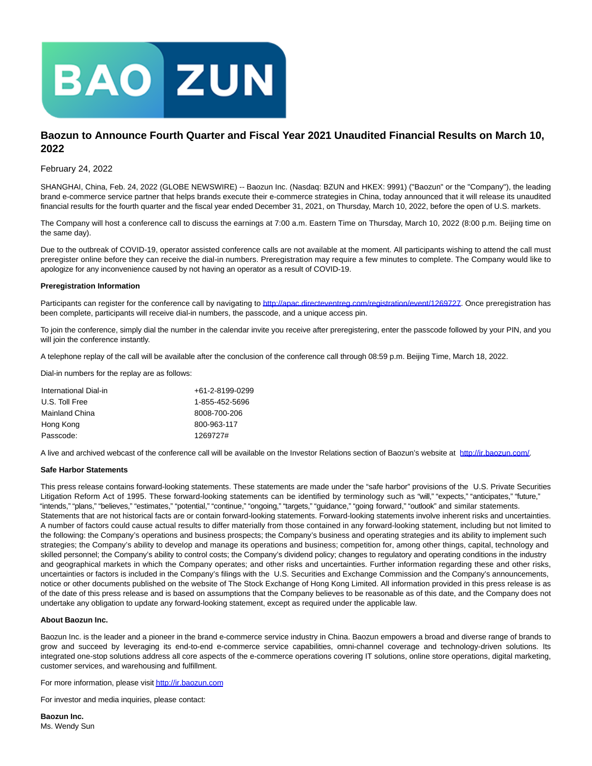# Baozun to Announce Fourth Quarter and Fiscal Year 2021 Unaudited Financial Results on March 10, 2022

February 24, 2022

SHANGHAI, China, Feb. 24, 2022 (GLOBE NEWSWIRE) -- Baozun Inc. (Nasdaq: BZUN and HKEX: 9991) ("Baozun" or the "Company"), the leading brand e-commerce service partner that helps brands execute their e-commerce strategies in China, today announced that it will release its unaudited financial results for the fourth quarter and the fiscal year ended December 31, 2021, on Thursday, March 10, 2022, before the open of U.S. markets.

The Company will host a conference call to discuss the earnings at 7:00 a.m. Eastern Time on Thursday, March 10, 2022 (8:00 p.m. Beijing time on the same day).

Due to the outbreak of COVID-19, operator assisted conference calls are not available at the moment. All participants wishing to attend the call must preregister online before they can receive the dial-in numbers. Preregistration may require a few minutes to complete. The Company would like to apologize for any inconvenience caused by not having an operator as a result of COVID-19.

**Preregistration Information**

Participants can register for the conference call by navigating to http://apac.directeventreg.com/registration/event/1269727. Once preregistration has been complete, participants will receive dial-in numbers, the passcode, and a unique access pin.

To join the conference, simply dial the number in the calendar invite you receive after preregistering, enter the passcode followed by your PIN, and you will join the conference instantly.

A telephone replay of the call will be available after the conclusion of the conference call through 08:59 p.m. Beijing Time, March 18, 2022.

Dial-in numbers for the replay are as follows:

| | |
|---|---|
| International Dial-in | +61-2-8199-0299 |
| U.S. Toll Free | 1-855-452-5696 |
| Mainland China | 8008-700-206 |
| Hong Kong | 800-963-117 |
| Passcode: | 1269727# |

A live and archived webcast of the conference call will be available on the Investor Relations section of Baozun's website at http://ir.baozun.com/.

**Safe Harbor Statements**

This press release contains forward-looking statements. These statements are made under the "safe harbor" provisions of the U.S. Private Securities Litigation Reform Act of 1995. These forward-looking statements can be identified by terminology such as "will," "expects," "anticipates," "future," "intends," "plans," "believes," "estimates," "potential," "continue," "ongoing," "targets," "guidance," "going forward," "outlook" and similar statements. Statements that are not historical facts are or contain forward-looking statements. Forward-looking statements involve inherent risks and uncertainties. A number of factors could cause actual results to differ materially from those contained in any forward-looking statement, including but not limited to the following: the Company's operations and business prospects; the Company's business and operating strategies and its ability to implement such strategies; the Company's ability to develop and manage its operations and business; competition for, among other things, capital, technology and skilled personnel; the Company's ability to control costs; the Company's dividend policy; changes to regulatory and operating conditions in the industry and geographical markets in which the Company operates; and other risks and uncertainties. Further information regarding these and other risks, uncertainties or factors is included in the Company's filings with the U.S. Securities and Exchange Commission and the Company's announcements, notice or other documents published on the website of The Stock Exchange of Hong Kong Limited. All information provided in this press release is as of the date of this press release and is based on assumptions that the Company believes to be reasonable as of this date, and the Company does not undertake any obligation to update any forward-looking statement, except as required under the applicable law.

**About Baozun Inc.**

Baozun Inc. is the leader and a pioneer in the brand e-commerce service industry in China. Baozun empowers a broad and diverse range of brands to grow and succeed by leveraging its end-to-end e-commerce service capabilities, omni-channel coverage and technology-driven solutions. Its integrated one-stop solutions address all core aspects of the e-commerce operations covering IT solutions, online store operations, digital marketing, customer services, and warehousing and fulfillment.

For more information, please visit http://ir.baozun.com

For investor and media inquiries, please contact:

**Baozun Inc.**
Ms. Wendy Sun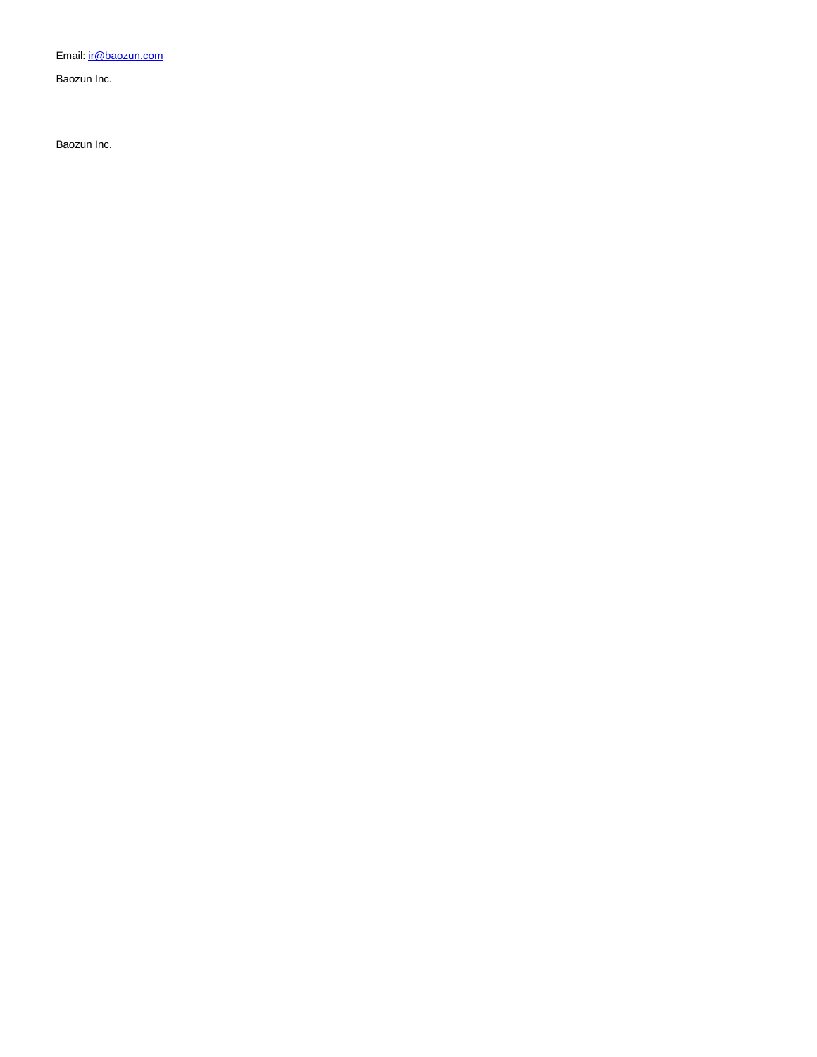Email: [ir@baozun.com](mailto:ir@baozun.com)

Baozun Inc.

Baozun Inc.